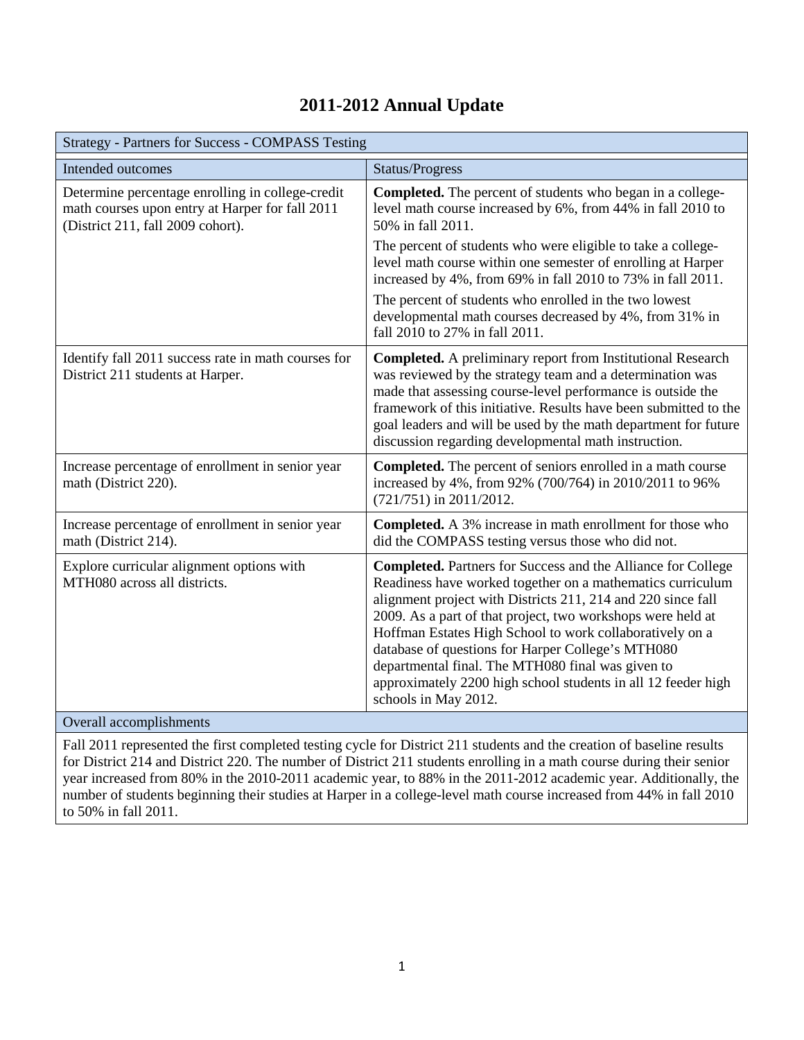# 2011-2012 Annual Update

| Strategy - Partners for Success - COMPASS Testing | |
|---|---|
| Intended outcomes | Status/Progress |
| Determine percentage enrolling in college-credit math courses upon entry at Harper for fall 2011 (District 211, fall 2009 cohort). | **Completed.** The percent of students who began in a college-level math course increased by 6%, from 44% in fall 2010 to 50% in fall 2011.<br><br>The percent of students who were eligible to take a college-level math course within one semester of enrolling at Harper increased by 4%, from 69% in fall 2010 to 73% in fall 2011.<br><br>The percent of students who enrolled in the two lowest developmental math courses decreased by 4%, from 31% in fall 2010 to 27% in fall 2011. |
| Identify fall 2011 success rate in math courses for District 211 students at Harper. | **Completed.** A preliminary report from Institutional Research was reviewed by the strategy team and a determination was made that assessing course-level performance is outside the framework of this initiative. Results have been submitted to the goal leaders and will be used by the math department for future discussion regarding developmental math instruction. |
| Increase percentage of enrollment in senior year math (District 220). | **Completed.** The percent of seniors enrolled in a math course increased by 4%, from 92% (700/764) in 2010/2011 to 96% (721/751) in 2011/2012. |
| Increase percentage of enrollment in senior year math (District 214). | **Completed.** A 3% increase in math enrollment for those who did the COMPASS testing versus those who did not. |
| Explore curricular alignment options with MTH080 across all districts. | **Completed.** Partners for Success and the Alliance for College Readiness have worked together on a mathematics curriculum alignment project with Districts 211, 214 and 220 since fall 2009. As a part of that project, two workshops were held at Hoffman Estates High School to work collaboratively on a database of questions for Harper College's MTH080 departmental final. The MTH080 final was given to approximately 2200 high school students in all 12 feeder high schools in May 2012. |
| Overall accomplishments | |
| Fall 2011 represented the first completed testing cycle for District 211 students and the creation of baseline results for District 214 and District 220. The number of District 211 students enrolling in a math course during their senior year increased from 80% in the 2010-2011 academic year, to 88% in the 2011-2012 academic year. Additionally, the number of students beginning their studies at Harper in a college-level math course increased from 44% in fall 2010 to 50% in fall 2011. | |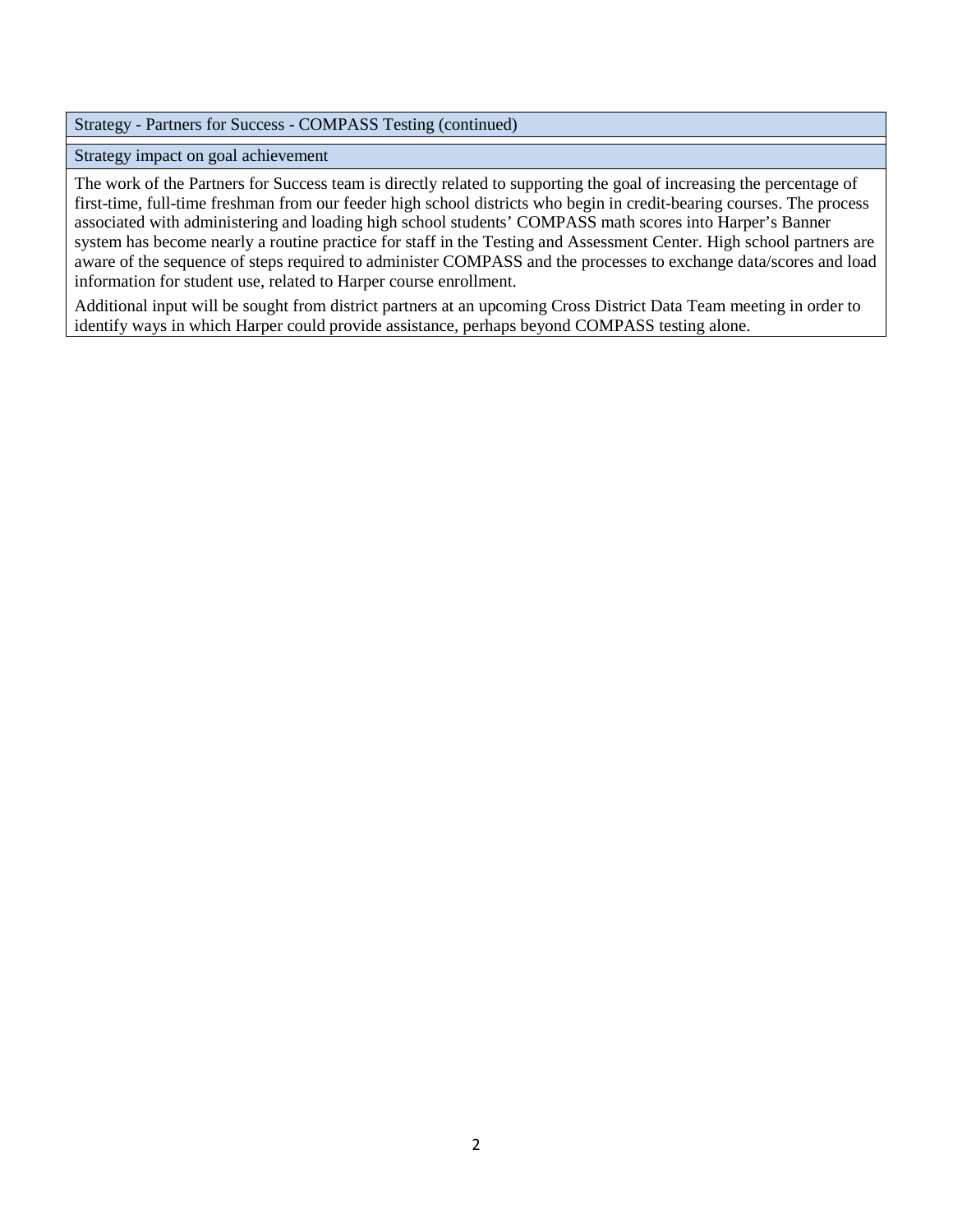Strategy - Partners for Success - COMPASS Testing (continued)

Strategy impact on goal achievement

The work of the Partners for Success team is directly related to supporting the goal of increasing the percentage of first-time, full-time freshman from our feeder high school districts who begin in credit-bearing courses. The process associated with administering and loading high school students' COMPASS math scores into Harper's Banner system has become nearly a routine practice for staff in the Testing and Assessment Center. High school partners are aware of the sequence of steps required to administer COMPASS and the processes to exchange data/scores and load information for student use, related to Harper course enrollment.

Additional input will be sought from district partners at an upcoming Cross District Data Team meeting in order to identify ways in which Harper could provide assistance, perhaps beyond COMPASS testing alone.